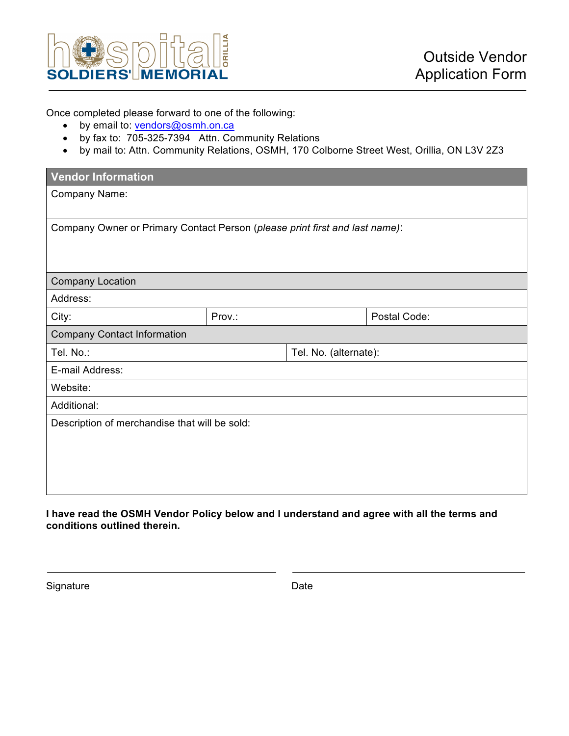**hospital SOLDIERS' MEMORIAL ORILLIA**

# Outside Vendor Application Form

Once completed please forward to one of the following:

- by email to: vendors@osmh.on.ca
- by fax to: 705-325-7394 Attn. Community Relations
- by mail to: Attn. Community Relations, OSMH, 170 Colborne Street West, Orillia, ON L3V 2Z3

| Vendor Information | | |
|---|---|---|
| Company Name: | | |
| Company Owner or Primary Contact Person (*please print first and last name)*: | | |
| Company Location | | |
| Address: | | |
| City: | Prov.: | Postal Code: |
| Company Contact Information | | |
| Tel. No.: | Tel. No. (alternate): | |
| E-mail Address: | | |
| Website: | | |
| Additional: | | |
| Description of merchandise that will be sold: | | |

**I have read the OSMH Vendor Policy below and I understand and agree with all the terms and conditions outlined therein.**

Signature ______________________ Date ______________________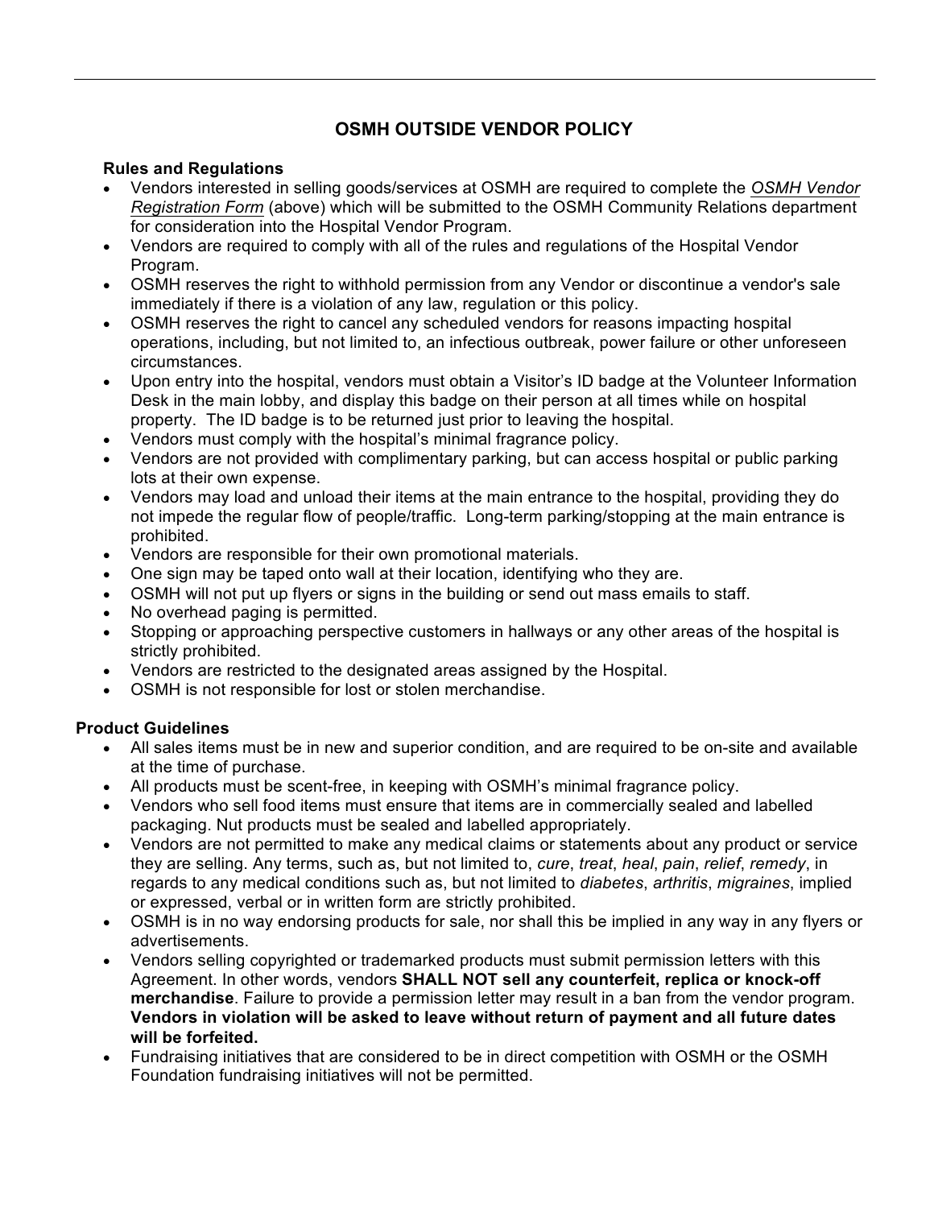# OSMH OUTSIDE VENDOR POLICY

### Rules and Regulations

- Vendors interested in selling goods/services at OSMH are required to complete the *OSMH Vendor Registration Form* (above) which will be submitted to the OSMH Community Relations department for consideration into the Hospital Vendor Program.
- Vendors are required to comply with all of the rules and regulations of the Hospital Vendor Program.
- OSMH reserves the right to withhold permission from any Vendor or discontinue a vendor's sale immediately if there is a violation of any law, regulation or this policy.
- OSMH reserves the right to cancel any scheduled vendors for reasons impacting hospital operations, including, but not limited to, an infectious outbreak, power failure or other unforeseen circumstances.
- Upon entry into the hospital, vendors must obtain a Visitor's ID badge at the Volunteer Information Desk in the main lobby, and display this badge on their person at all times while on hospital property. The ID badge is to be returned just prior to leaving the hospital.
- Vendors must comply with the hospital's minimal fragrance policy.
- Vendors are not provided with complimentary parking, but can access hospital or public parking lots at their own expense.
- Vendors may load and unload their items at the main entrance to the hospital, providing they do not impede the regular flow of people/traffic. Long-term parking/stopping at the main entrance is prohibited.
- Vendors are responsible for their own promotional materials.
- One sign may be taped onto wall at their location, identifying who they are.
- OSMH will not put up flyers or signs in the building or send out mass emails to staff.
- No overhead paging is permitted.
- Stopping or approaching perspective customers in hallways or any other areas of the hospital is strictly prohibited.
- Vendors are restricted to the designated areas assigned by the Hospital.
- OSMH is not responsible for lost or stolen merchandise.

### Product Guidelines

- All sales items must be in new and superior condition, and are required to be on-site and available at the time of purchase.
- All products must be scent-free, in keeping with OSMH's minimal fragrance policy.
- Vendors who sell food items must ensure that items are in commercially sealed and labelled packaging. Nut products must be sealed and labelled appropriately.
- Vendors are not permitted to make any medical claims or statements about any product or service they are selling. Any terms, such as, but not limited to, *cure*, *treat*, *heal*, *pain*, *relief*, *remedy*, in regards to any medical conditions such as, but not limited to *diabetes*, *arthritis*, *migraines*, implied or expressed, verbal or in written form are strictly prohibited.
- OSMH is in no way endorsing products for sale, nor shall this be implied in any way in any flyers or advertisements.
- Vendors selling copyrighted or trademarked products must submit permission letters with this Agreement. In other words, vendors **SHALL NOT sell any counterfeit, replica or knock-off merchandise**. Failure to provide a permission letter may result in a ban from the vendor program. **Vendors in violation will be asked to leave without return of payment and all future dates will be forfeited.**
- Fundraising initiatives that are considered to be in direct competition with OSMH or the OSMH Foundation fundraising initiatives will not be permitted.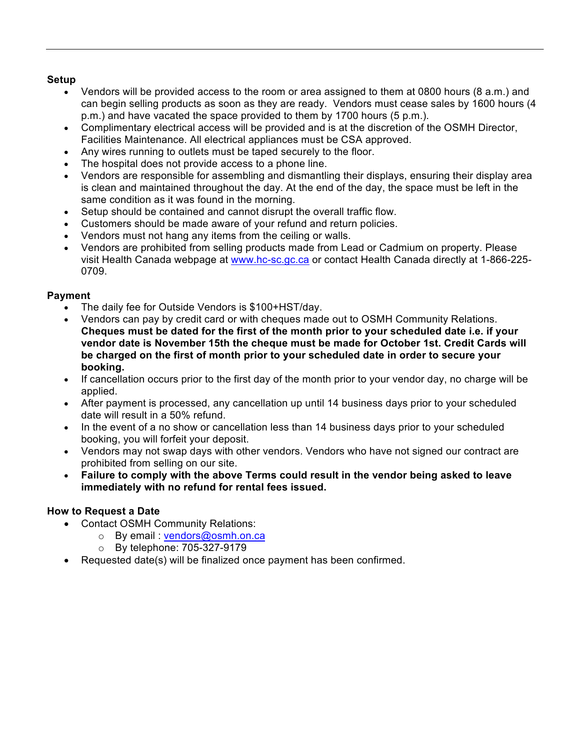**Setup**

- Vendors will be provided access to the room or area assigned to them at 0800 hours (8 a.m.) and can begin selling products as soon as they are ready. Vendors must cease sales by 1600 hours (4 p.m.) and have vacated the space provided to them by 1700 hours (5 p.m.).
- Complimentary electrical access will be provided and is at the discretion of the OSMH Director, Facilities Maintenance. All electrical appliances must be CSA approved.
- Any wires running to outlets must be taped securely to the floor.
- The hospital does not provide access to a phone line.
- Vendors are responsible for assembling and dismantling their displays, ensuring their display area is clean and maintained throughout the day. At the end of the day, the space must be left in the same condition as it was found in the morning.
- Setup should be contained and cannot disrupt the overall traffic flow.
- Customers should be made aware of your refund and return policies.
- Vendors must not hang any items from the ceiling or walls.
- Vendors are prohibited from selling products made from Lead or Cadmium on property. Please visit Health Canada webpage at [www.hc-sc.gc.ca](http://www.hc-sc.gc.ca) or contact Health Canada directly at 1-866-225-0709.

**Payment**

- The daily fee for Outside Vendors is $100+HST/day.
- Vendors can pay by credit card or with cheques made out to OSMH Community Relations. **Cheques must be dated for the first of the month prior to your scheduled date i.e. if your vendor date is November 15th the cheque must be made for October 1st. Credit Cards will be charged on the first of month prior to your scheduled date in order to secure your booking.**
- If cancellation occurs prior to the first day of the month prior to your vendor day, no charge will be applied.
- After payment is processed, any cancellation up until 14 business days prior to your scheduled date will result in a 50% refund.
- In the event of a no show or cancellation less than 14 business days prior to your scheduled booking, you will forfeit your deposit.
- Vendors may not swap days with other vendors. Vendors who have not signed our contract are prohibited from selling on our site.
- **Failure to comply with the above Terms could result in the vendor being asked to leave immediately with no refund for rental fees issued.**

**How to Request a Date**

- Contact OSMH Community Relations:
  - By email : [vendors@osmh.on.ca](mailto:vendors@osmh.on.ca)
  - By telephone: 705-327-9179
- Requested date(s) will be finalized once payment has been confirmed.